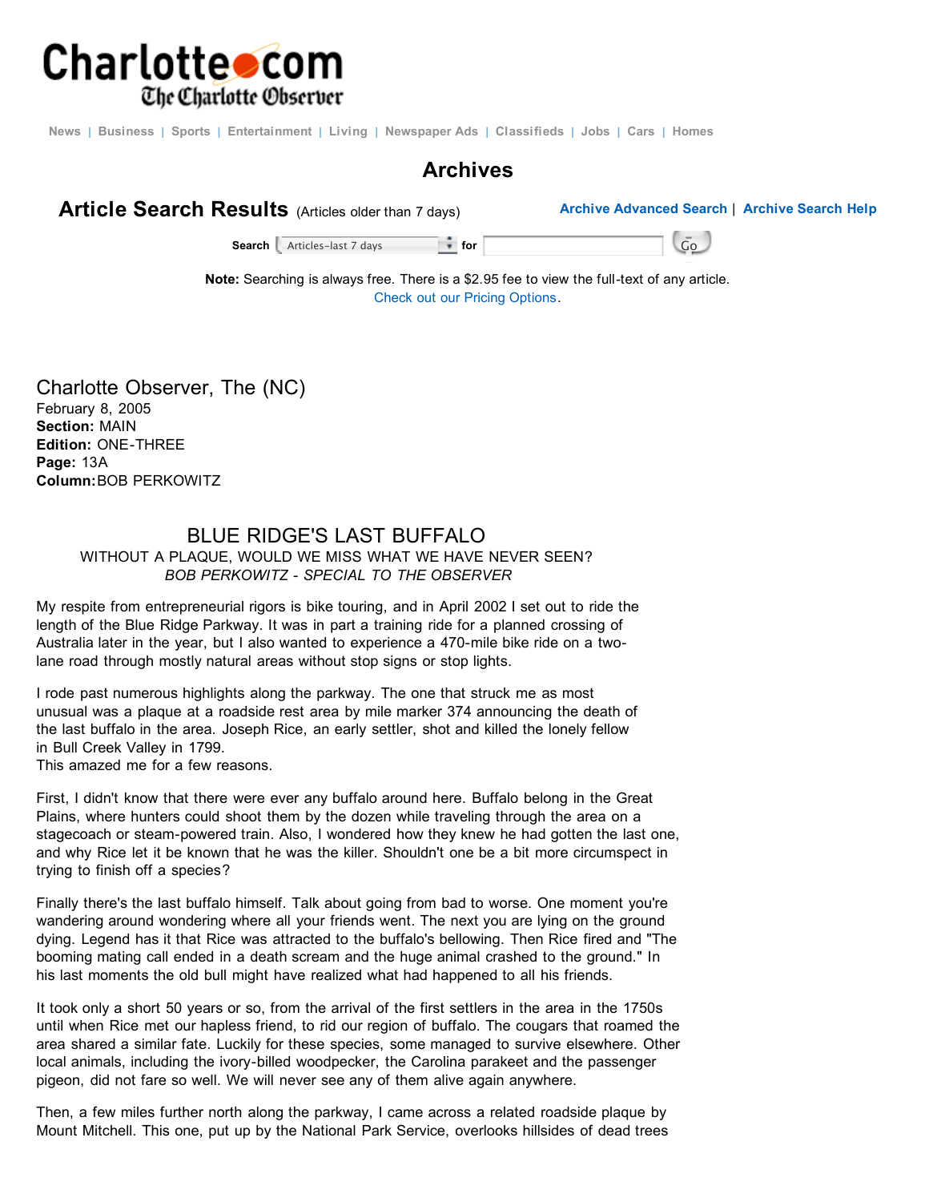# Archives

## Article Search Results (Articles older than 7 days)

Archive Advanced Search | Archive Search Help

Search Articles-last 7 days for Go

**Note:** Searching is always free. There is a $2.95 fee to view the full-text of any article.
Check out our Pricing Options.

Charlotte Observer, The (NC)
February 8, 2005
**Section:** MAIN
**Edition:** ONE-THREE
**Page:** 13A
**Column:** BOB PERKOWITZ

## BLUE RIDGE'S LAST BUFFALO

WITHOUT A PLAQUE, WOULD WE MISS WHAT WE HAVE NEVER SEEN?

*BOB PERKOWITZ - SPECIAL TO THE OBSERVER*

My respite from entrepreneurial rigors is bike touring, and in April 2002 I set out to ride the length of the Blue Ridge Parkway. It was in part a training ride for a planned crossing of Australia later in the year, but I also wanted to experience a 470-mile bike ride on a two-lane road through mostly natural areas without stop signs or stop lights.

I rode past numerous highlights along the parkway. The one that struck me as most unusual was a plaque at a roadside rest area by mile marker 374 announcing the death of the last buffalo in the area. Joseph Rice, an early settler, shot and killed the lonely fellow in Bull Creek Valley in 1799.
This amazed me for a few reasons.

First, I didn't know that there were ever any buffalo around here. Buffalo belong in the Great Plains, where hunters could shoot them by the dozen while traveling through the area on a stagecoach or steam-powered train. Also, I wondered how they knew he had gotten the last one, and why Rice let it be known that he was the killer. Shouldn't one be a bit more circumspect in trying to finish off a species?

Finally there's the last buffalo himself. Talk about going from bad to worse. One moment you're wandering around wondering where all your friends went. The next you are lying on the ground dying. Legend has it that Rice was attracted to the buffalo's bellowing. Then Rice fired and "The booming mating call ended in a death scream and the huge animal crashed to the ground." In his last moments the old bull might have realized what had happened to all his friends.

It took only a short 50 years or so, from the arrival of the first settlers in the area in the 1750s until when Rice met our hapless friend, to rid our region of buffalo. The cougars that roamed the area shared a similar fate. Luckily for these species, some managed to survive elsewhere. Other local animals, including the ivory-billed woodpecker, the Carolina parakeet and the passenger pigeon, did not fare so well. We will never see any of them alive again anywhere.

Then, a few miles further north along the parkway, I came across a related roadside plaque by Mount Mitchell. This one, put up by the National Park Service, overlooks hillsides of dead trees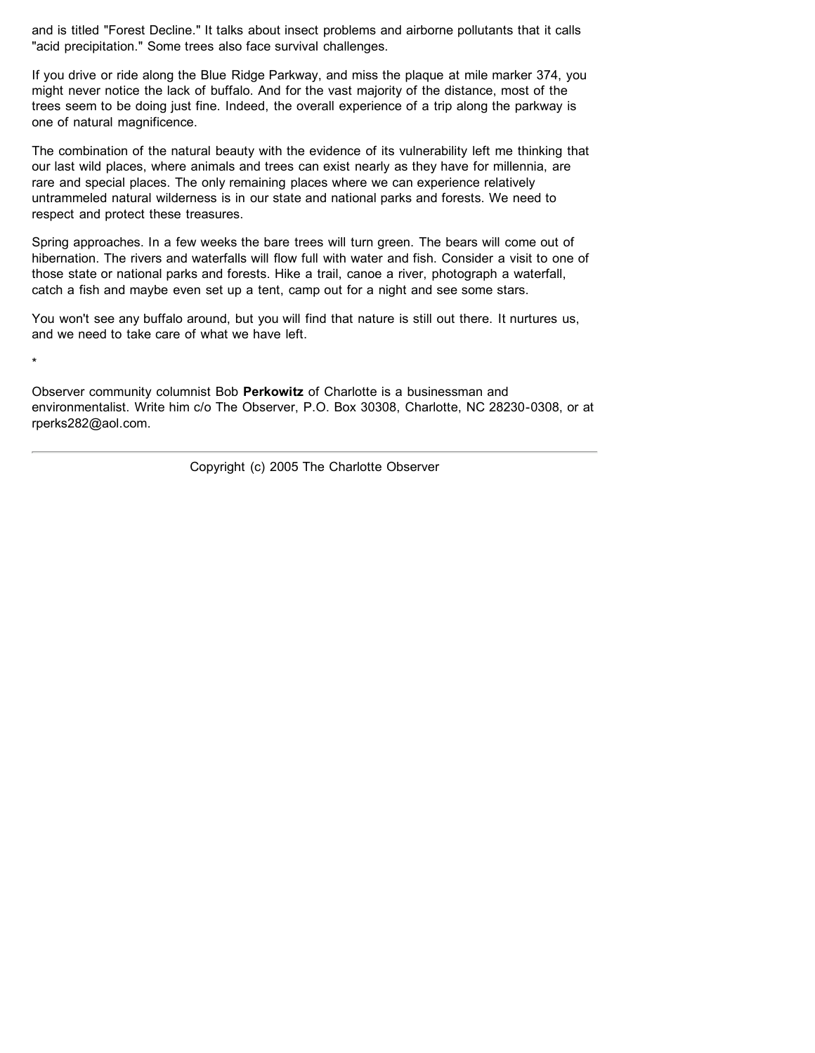and is titled "Forest Decline." It talks about insect problems and airborne pollutants that it calls "acid precipitation." Some trees also face survival challenges.

If you drive or ride along the Blue Ridge Parkway, and miss the plaque at mile marker 374, you might never notice the lack of buffalo. And for the vast majority of the distance, most of the trees seem to be doing just fine. Indeed, the overall experience of a trip along the parkway is one of natural magnificence.

The combination of the natural beauty with the evidence of its vulnerability left me thinking that our last wild places, where animals and trees can exist nearly as they have for millennia, are rare and special places. The only remaining places where we can experience relatively untrammeled natural wilderness is in our state and national parks and forests. We need to respect and protect these treasures.

Spring approaches. In a few weeks the bare trees will turn green. The bears will come out of hibernation. The rivers and waterfalls will flow full with water and fish. Consider a visit to one of those state or national parks and forests. Hike a trail, canoe a river, photograph a waterfall, catch a fish and maybe even set up a tent, camp out for a night and see some stars.

You won't see any buffalo around, but you will find that nature is still out there. It nurtures us, and we need to take care of what we have left.

*

Observer community columnist Bob **Perkowitz** of Charlotte is a businessman and environmentalist. Write him c/o The Observer, P.O. Box 30308, Charlotte, NC 28230-0308, or at rperks282@aol.com.

---

Copyright (c) 2005 The Charlotte Observer